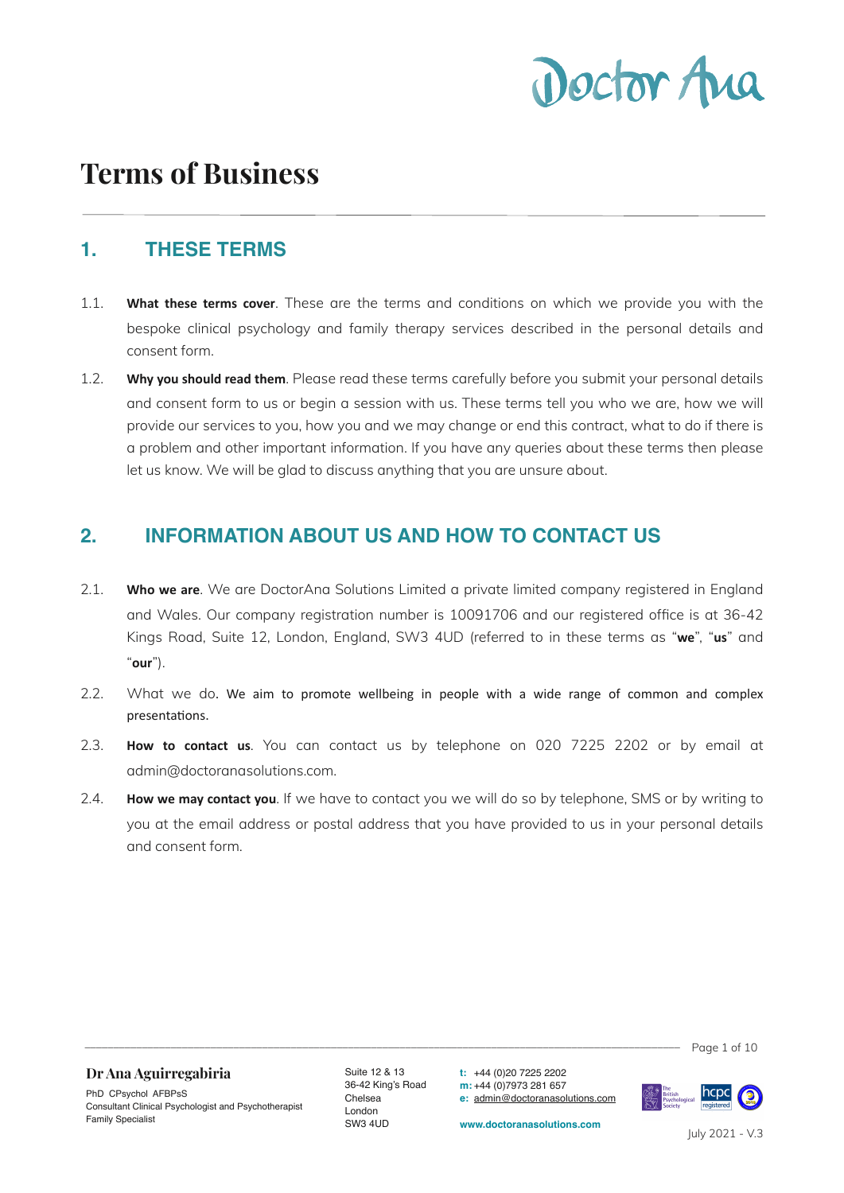# Terms of Business

## 1. THESE TERMS

1.1. **What these terms cover**. These are the terms and conditions on which we provide you with the bespoke clinical psychology and family therapy services described in the personal details and consent form.

1.2. **Why you should read them**. Please read these terms carefully before you submit your personal details and consent form to us or begin a session with us. These terms tell you who we are, how we will provide our services to you, how you and we may change or end this contract, what to do if there is a problem and other important information. If you have any queries about these terms then please let us know. We will be glad to discuss anything that you are unsure about.

## 2. INFORMATION ABOUT US AND HOW TO CONTACT US

2.1. **Who we are**. We are DoctorAna Solutions Limited a private limited company registered in England and Wales. Our company registration number is 10091706 and our registered office is at 36-42 Kings Road, Suite 12, London, England, SW3 4UD (referred to in these terms as "**we**", "**us**" and "**our**").

2.2. What we do. We aim to promote wellbeing in people with a wide range of common and complex presentations.

2.3. **How to contact us**. You can contact us by telephone on 020 7225 2202 or by email at admin@doctoranasolutions.com.

2.4. **How we may contact you**. If we have to contact you we will do so by telephone, SMS or by writing to you at the email address or postal address that you have provided to us in your personal details and consent form.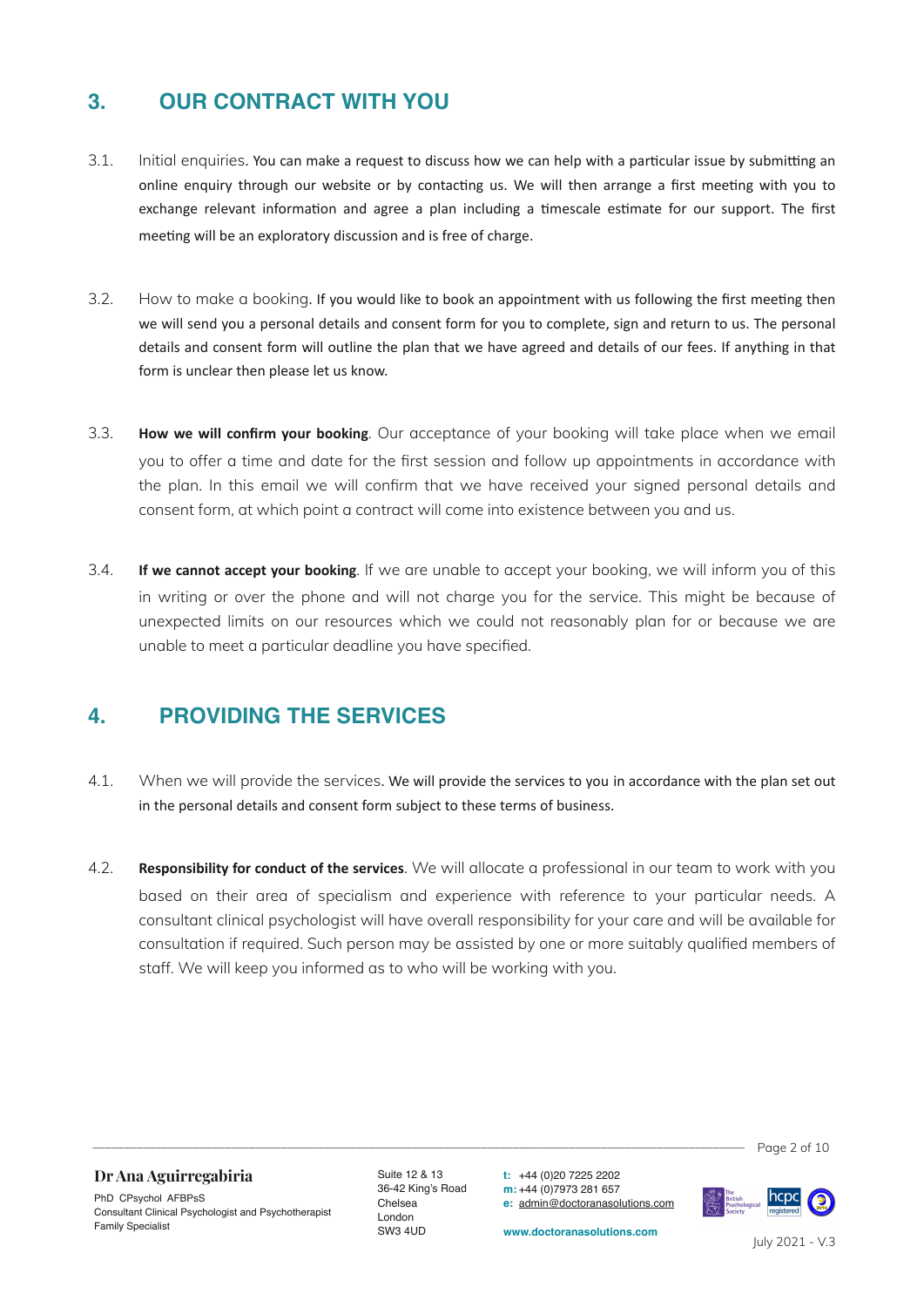## 3. OUR CONTRACT WITH YOU

3.1. Initial enquiries. You can make a request to discuss how we can help with a particular issue by submitting an online enquiry through our website or by contacting us. We will then arrange a first meeting with you to exchange relevant information and agree a plan including a timescale estimate for our support. The first meeting will be an exploratory discussion and is free of charge.

3.2. How to make a booking. If you would like to book an appointment with us following the first meeting then we will send you a personal details and consent form for you to complete, sign and return to us. The personal details and consent form will outline the plan that we have agreed and details of our fees. If anything in that form is unclear then please let us know.

3.3. **How we will confirm your booking**. Our acceptance of your booking will take place when we email you to offer a time and date for the first session and follow up appointments in accordance with the plan. In this email we will confirm that we have received your signed personal details and consent form, at which point a contract will come into existence between you and us.

3.4. **If we cannot accept your booking**. If we are unable to accept your booking, we will inform you of this in writing or over the phone and will not charge you for the service. This might be because of unexpected limits on our resources which we could not reasonably plan for or because we are unable to meet a particular deadline you have specified.

## 4. PROVIDING THE SERVICES

4.1. When we will provide the services. We will provide the services to you in accordance with the plan set out in the personal details and consent form subject to these terms of business.

4.2. **Responsibility for conduct of the services**. We will allocate a professional in our team to work with you based on their area of specialism and experience with reference to your particular needs. A consultant clinical psychologist will have overall responsibility for your care and will be available for consultation if required. Such person may be assisted by one or more suitably qualified members of staff. We will keep you informed as to who will be working with you.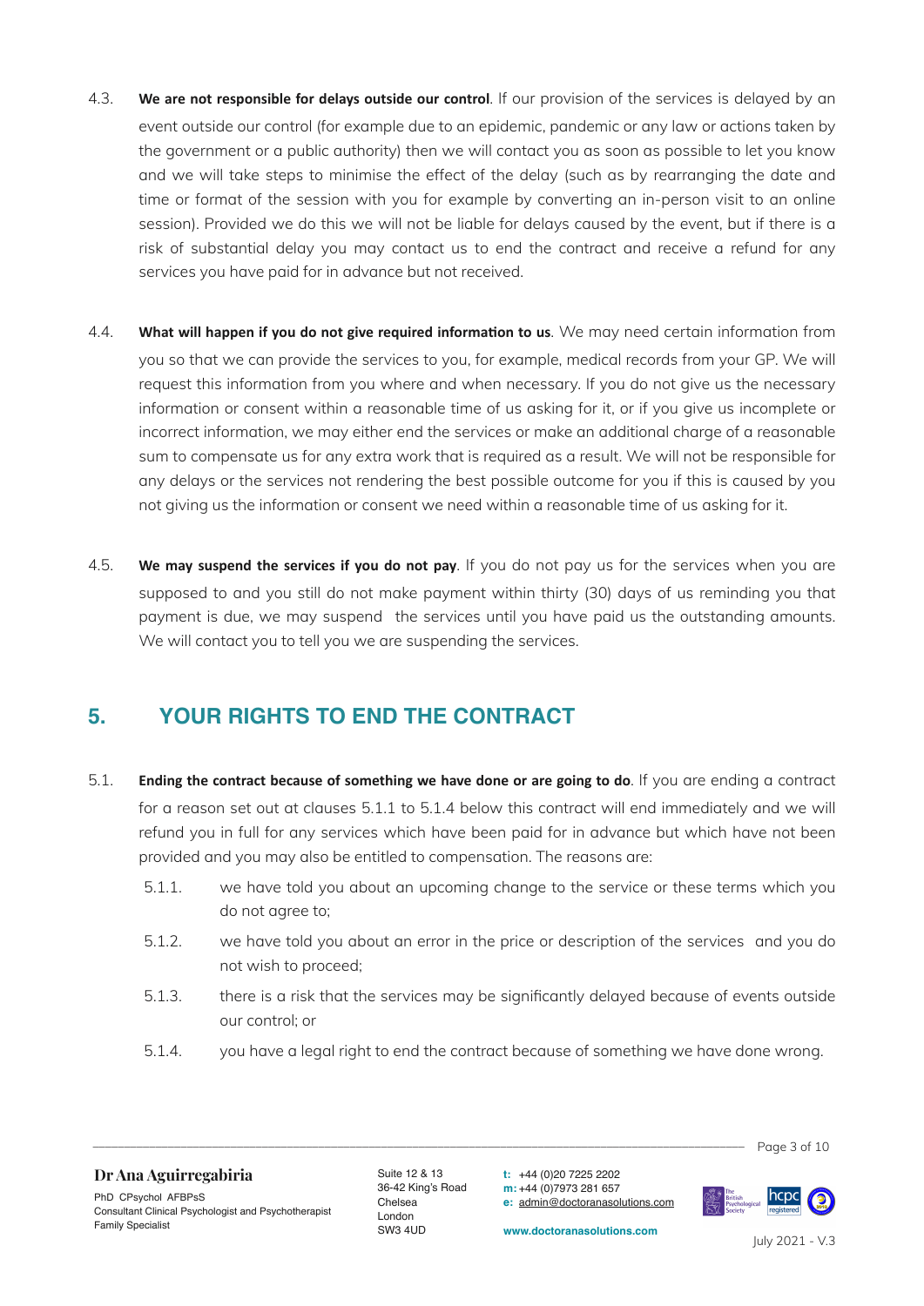4.3. **We are not responsible for delays outside our control**. If our provision of the services is delayed by an event outside our control (for example due to an epidemic, pandemic or any law or actions taken by the government or a public authority) then we will contact you as soon as possible to let you know and we will take steps to minimise the effect of the delay (such as by rearranging the date and time or format of the session with you for example by converting an in-person visit to an online session). Provided we do this we will not be liable for delays caused by the event, but if there is a risk of substantial delay you may contact us to end the contract and receive a refund for any services you have paid for in advance but not received.

4.4. **What will happen if you do not give required information to us**. We may need certain information from you so that we can provide the services to you, for example, medical records from your GP. We will request this information from you where and when necessary. If you do not give us the necessary information or consent within a reasonable time of us asking for it, or if you give us incomplete or incorrect information, we may either end the services or make an additional charge of a reasonable sum to compensate us for any extra work that is required as a result. We will not be responsible for any delays or the services not rendering the best possible outcome for you if this is caused by you not giving us the information or consent we need within a reasonable time of us asking for it.

4.5. **We may suspend the services if you do not pay**. If you do not pay us for the services when you are supposed to and you still do not make payment within thirty (30) days of us reminding you that payment is due, we may suspend the services until you have paid us the outstanding amounts. We will contact you to tell you we are suspending the services.

## 5. YOUR RIGHTS TO END THE CONTRACT

5.1. **Ending the contract because of something we have done or are going to do**. If you are ending a contract for a reason set out at clauses 5.1.1 to 5.1.4 below this contract will end immediately and we will refund you in full for any services which have been paid for in advance but which have not been provided and you may also be entitled to compensation. The reasons are:

5.1.1. we have told you about an upcoming change to the service or these terms which you do not agree to;

5.1.2. we have told you about an error in the price or description of the services and you do not wish to proceed;

5.1.3. there is a risk that the services may be significantly delayed because of events outside our control; or

5.1.4. you have a legal right to end the contract because of something we have done wrong.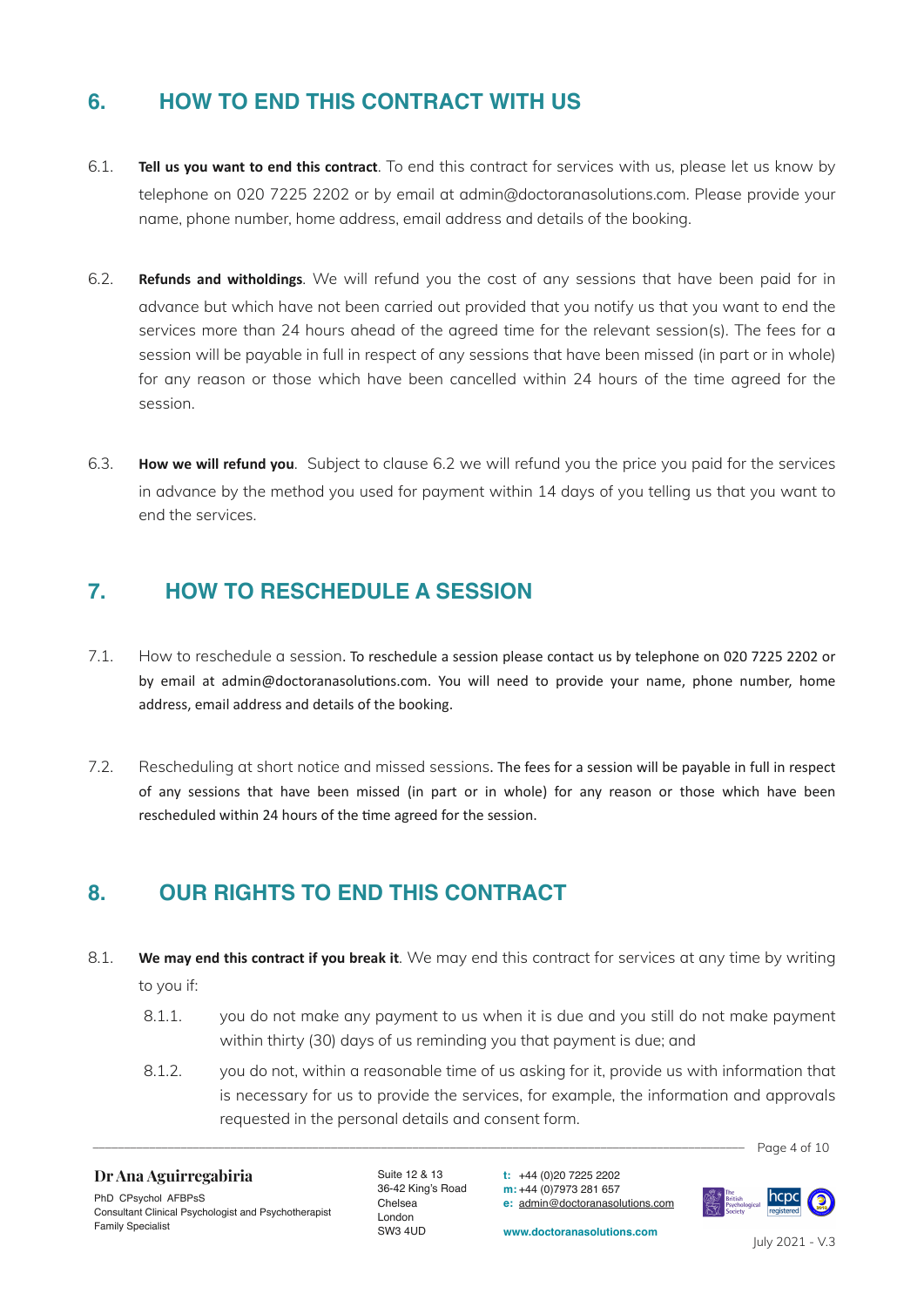## 6. HOW TO END THIS CONTRACT WITH US

6.1. **Tell us you want to end this contract**. To end this contract for services with us, please let us know by telephone on 020 7225 2202 or by email at admin@doctoranasolutions.com. Please provide your name, phone number, home address, email address and details of the booking.

6.2. **Refunds and witholdings**. We will refund you the cost of any sessions that have been paid for in advance but which have not been carried out provided that you notify us that you want to end the services more than 24 hours ahead of the agreed time for the relevant session(s). The fees for a session will be payable in full in respect of any sessions that have been missed (in part or in whole) for any reason or those which have been cancelled within 24 hours of the time agreed for the session.

6.3. **How we will refund you**. Subject to clause 6.2 we will refund you the price you paid for the services in advance by the method you used for payment within 14 days of you telling us that you want to end the services.

## 7. HOW TO RESCHEDULE A SESSION

7.1. How to reschedule a session. To reschedule a session please contact us by telephone on 020 7225 2202 or by email at admin@doctoranasolutions.com. You will need to provide your name, phone number, home address, email address and details of the booking.

7.2. Rescheduling at short notice and missed sessions. The fees for a session will be payable in full in respect of any sessions that have been missed (in part or in whole) for any reason or those which have been rescheduled within 24 hours of the time agreed for the session.

## 8. OUR RIGHTS TO END THIS CONTRACT

8.1. **We may end this contract if you break it**. We may end this contract for services at any time by writing to you if:

8.1.1. you do not make any payment to us when it is due and you still do not make payment within thirty (30) days of us reminding you that payment is due; and

8.1.2. you do not, within a reasonable time of us asking for it, provide us with information that is necessary for us to provide the services, for example, the information and approvals requested in the personal details and consent form.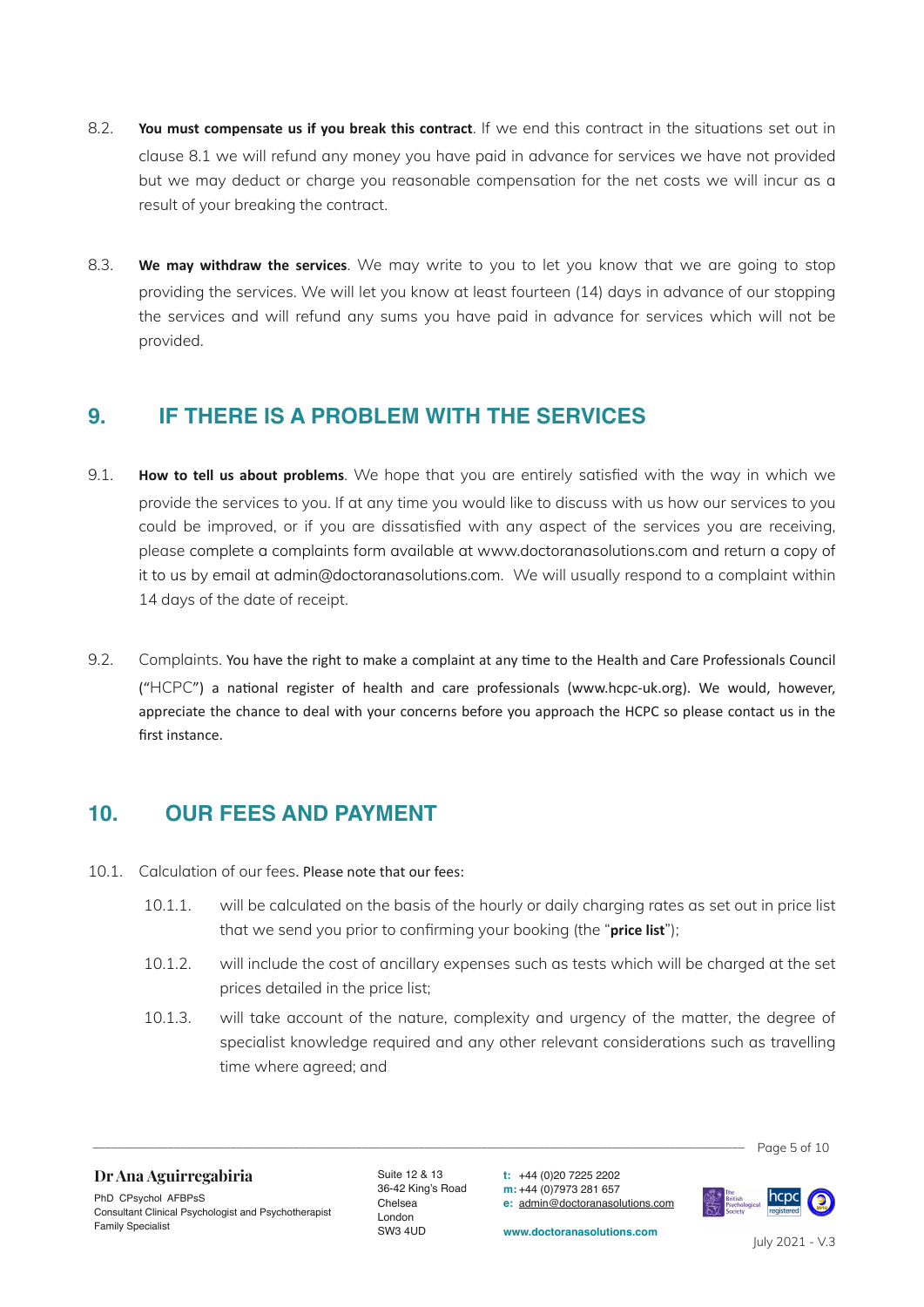8.2. **You must compensate us if you break this contract**. If we end this contract in the situations set out in clause 8.1 we will refund any money you have paid in advance for services we have not provided but we may deduct or charge you reasonable compensation for the net costs we will incur as a result of your breaking the contract.

8.3. **We may withdraw the services**. We may write to you to let you know that we are going to stop providing the services. We will let you know at least fourteen (14) days in advance of our stopping the services and will refund any sums you have paid in advance for services which will not be provided.

## 9. IF THERE IS A PROBLEM WITH THE SERVICES

9.1. **How to tell us about problems**. We hope that you are entirely satisfied with the way in which we provide the services to you. If at any time you would like to discuss with us how our services to you could be improved, or if you are dissatisfied with any aspect of the services you are receiving, please complete a complaints form available at www.doctoranasolutions.com and return a copy of it to us by email at admin@doctoranasolutions.com. We will usually respond to a complaint within 14 days of the date of receipt.

9.2. Complaints. You have the right to make a complaint at any time to the Health and Care Professionals Council ("HCPC") a national register of health and care professionals (www.hcpc-uk.org). We would, however, appreciate the chance to deal with your concerns before you approach the HCPC so please contact us in the first instance.

## 10. OUR FEES AND PAYMENT

10.1. Calculation of our fees. Please note that our fees:

10.1.1. will be calculated on the basis of the hourly or daily charging rates as set out in price list that we send you prior to confirming your booking (the "**price list**");

10.1.2. will include the cost of ancillary expenses such as tests which will be charged at the set prices detailed in the price list;

10.1.3. will take account of the nature, complexity and urgency of the matter, the degree of specialist knowledge required and any other relevant considerations such as travelling time where agreed; and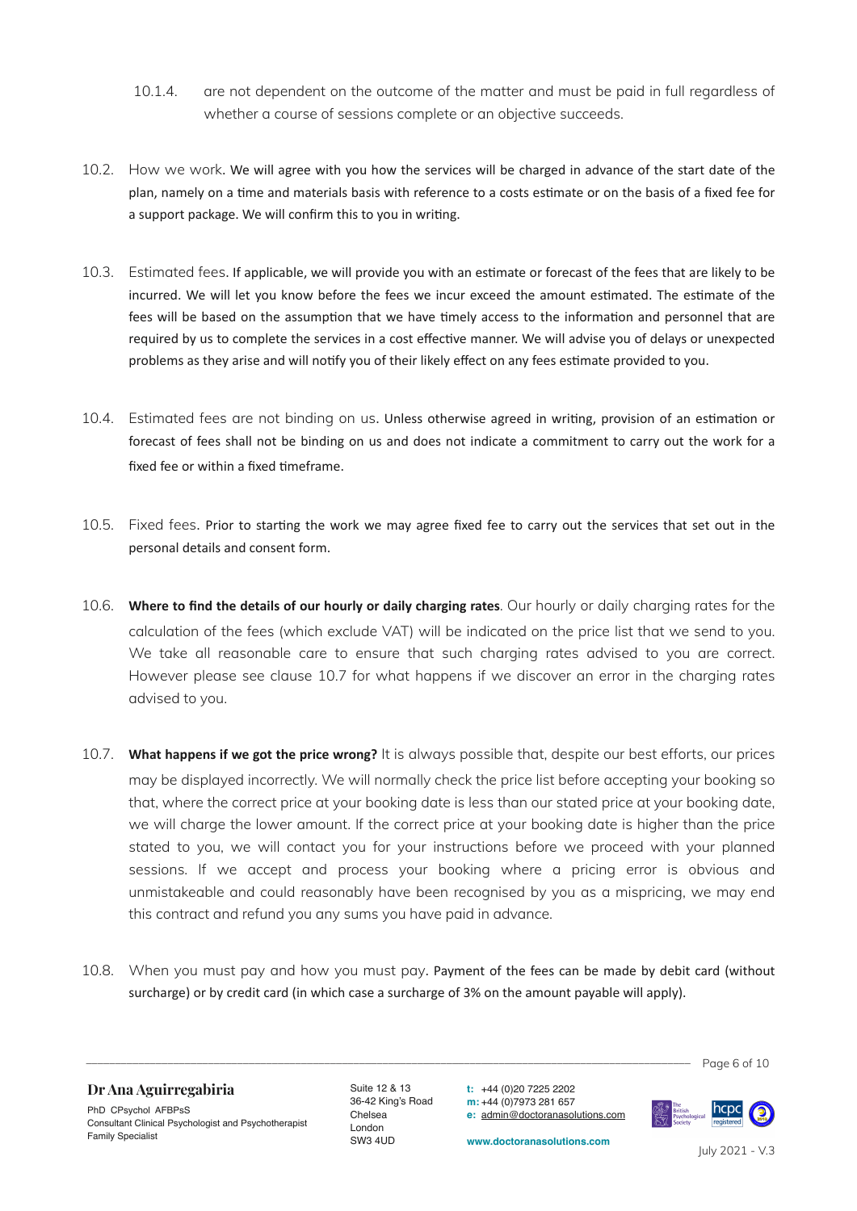10.1.4. are not dependent on the outcome of the matter and must be paid in full regardless of whether a course of sessions complete or an objective succeeds.

10.2. How we work. We will agree with you how the services will be charged in advance of the start date of the plan, namely on a time and materials basis with reference to a costs estimate or on the basis of a fixed fee for a support package. We will confirm this to you in writing.

10.3. Estimated fees. If applicable, we will provide you with an estimate or forecast of the fees that are likely to be incurred. We will let you know before the fees we incur exceed the amount estimated. The estimate of the fees will be based on the assumption that we have timely access to the information and personnel that are required by us to complete the services in a cost effective manner. We will advise you of delays or unexpected problems as they arise and will notify you of their likely effect on any fees estimate provided to you.

10.4. Estimated fees are not binding on us. Unless otherwise agreed in writing, provision of an estimation or forecast of fees shall not be binding on us and does not indicate a commitment to carry out the work for a fixed fee or within a fixed timeframe.

10.5. Fixed fees. Prior to starting the work we may agree fixed fee to carry out the services that set out in the personal details and consent form.

10.6. **Where to find the details of our hourly or daily charging rates**. Our hourly or daily charging rates for the calculation of the fees (which exclude VAT) will be indicated on the price list that we send to you. We take all reasonable care to ensure that such charging rates advised to you are correct. However please see clause 10.7 for what happens if we discover an error in the charging rates advised to you.

10.7. **What happens if we got the price wrong?** It is always possible that, despite our best efforts, our prices may be displayed incorrectly. We will normally check the price list before accepting your booking so that, where the correct price at your booking date is less than our stated price at your booking date, we will charge the lower amount. If the correct price at your booking date is higher than the price stated to you, we will contact you for your instructions before we proceed with your planned sessions. If we accept and process your booking where a pricing error is obvious and unmistakeable and could reasonably have been recognised by you as a mispricing, we may end this contract and refund you any sums you have paid in advance.

10.8. When you must pay and how you must pay. Payment of the fees can be made by debit card (without surcharge) or by credit card (in which case a surcharge of 3% on the amount payable will apply).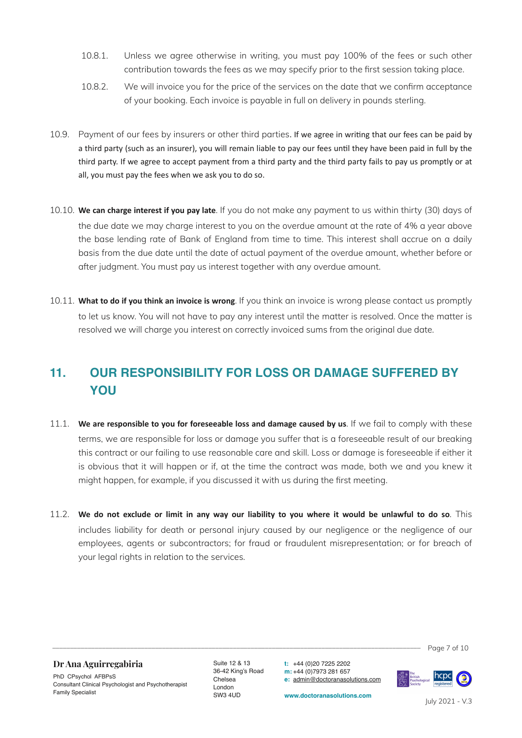10.8.1. Unless we agree otherwise in writing, you must pay 100% of the fees or such other contribution towards the fees as we may specify prior to the first session taking place.

10.8.2. We will invoice you for the price of the services on the date that we confirm acceptance of your booking. Each invoice is payable in full on delivery in pounds sterling.

10.9. Payment of our fees by insurers or other third parties. If we agree in writing that our fees can be paid by a third party (such as an insurer), you will remain liable to pay our fees until they have been paid in full by the third party. If we agree to accept payment from a third party and the third party fails to pay us promptly or at all, you must pay the fees when we ask you to do so.

10.10. **We can charge interest if you pay late**. If you do not make any payment to us within thirty (30) days of the due date we may charge interest to you on the overdue amount at the rate of 4% a year above the base lending rate of Bank of England from time to time. This interest shall accrue on a daily basis from the due date until the date of actual payment of the overdue amount, whether before or after judgment. You must pay us interest together with any overdue amount.

10.11. **What to do if you think an invoice is wrong**. If you think an invoice is wrong please contact us promptly to let us know. You will not have to pay any interest until the matter is resolved. Once the matter is resolved we will charge you interest on correctly invoiced sums from the original due date.

## 11. OUR RESPONSIBILITY FOR LOSS OR DAMAGE SUFFERED BY YOU

11.1. **We are responsible to you for foreseeable loss and damage caused by us**. If we fail to comply with these terms, we are responsible for loss or damage you suffer that is a foreseeable result of our breaking this contract or our failing to use reasonable care and skill. Loss or damage is foreseeable if either it is obvious that it will happen or if, at the time the contract was made, both we and you knew it might happen, for example, if you discussed it with us during the first meeting.

11.2. **We do not exclude or limit in any way our liability to you where it would be unlawful to do so**. This includes liability for death or personal injury caused by our negligence or the negligence of our employees, agents or subcontractors; for fraud or fraudulent misrepresentation; or for breach of your legal rights in relation to the services.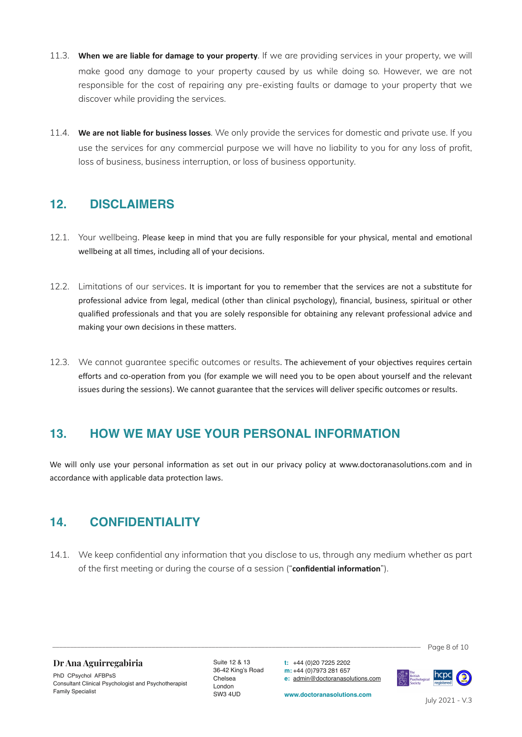11.3. **When we are liable for damage to your property**. If we are providing services in your property, we will make good any damage to your property caused by us while doing so. However, we are not responsible for the cost of repairing any pre-existing faults or damage to your property that we discover while providing the services.

11.4. **We are not liable for business losses**. We only provide the services for domestic and private use. If you use the services for any commercial purpose we will have no liability to you for any loss of profit, loss of business, business interruption, or loss of business opportunity.

## 12. DISCLAIMERS

12.1. Your wellbeing. Please keep in mind that you are fully responsible for your physical, mental and emotional wellbeing at all times, including all of your decisions.

12.2. Limitations of our services. It is important for you to remember that the services are not a substitute for professional advice from legal, medical (other than clinical psychology), financial, business, spiritual or other qualified professionals and that you are solely responsible for obtaining any relevant professional advice and making your own decisions in these matters.

12.3. We cannot guarantee specific outcomes or results. The achievement of your objectives requires certain efforts and co-operation from you (for example we will need you to be open about yourself and the relevant issues during the sessions). We cannot guarantee that the services will deliver specific outcomes or results.

## 13. HOW WE MAY USE YOUR PERSONAL INFORMATION

We will only use your personal information as set out in our privacy policy at www.doctoranasolutions.com and in accordance with applicable data protection laws.

## 14. CONFIDENTIALITY

14.1. We keep confidential any information that you disclose to us, through any medium whether as part of the first meeting or during the course of a session ("**confidential information**").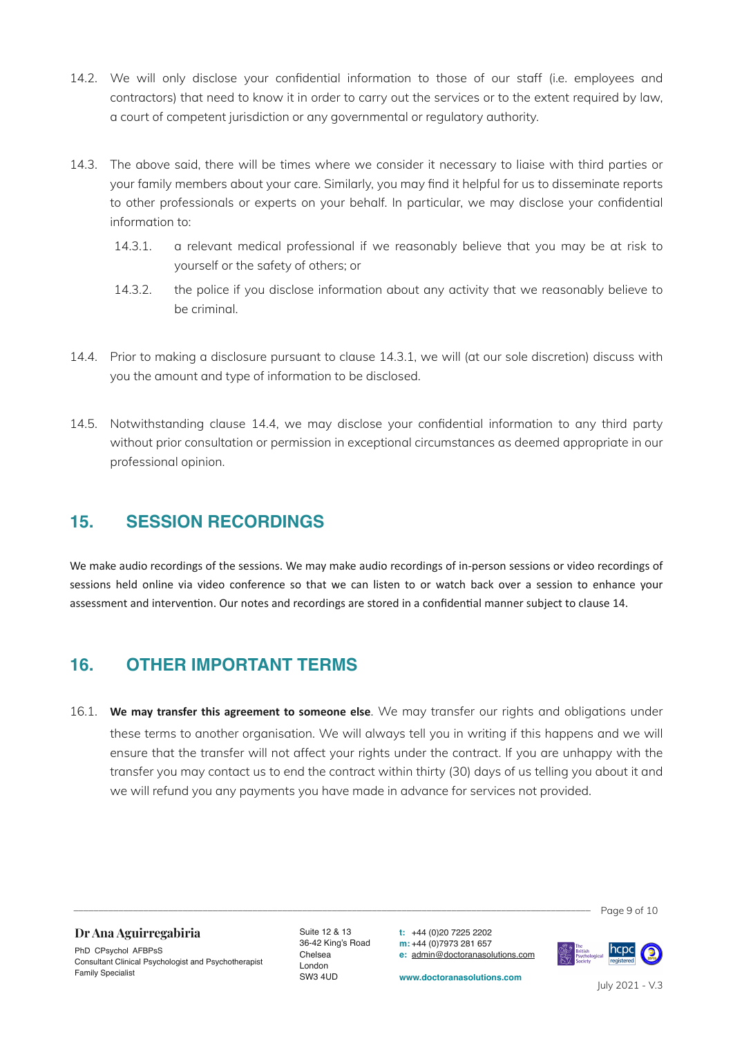14.2. We will only disclose your confidential information to those of our staff (i.e. employees and contractors) that need to know it in order to carry out the services or to the extent required by law, a court of competent jurisdiction or any governmental or regulatory authority.

14.3. The above said, there will be times where we consider it necessary to liaise with third parties or your family members about your care. Similarly, you may find it helpful for us to disseminate reports to other professionals or experts on your behalf. In particular, we may disclose your confidential information to:

- 14.3.1. a relevant medical professional if we reasonably believe that you may be at risk to yourself or the safety of others; or
- 14.3.2. the police if you disclose information about any activity that we reasonably believe to be criminal.

14.4. Prior to making a disclosure pursuant to clause 14.3.1, we will (at our sole discretion) discuss with you the amount and type of information to be disclosed.

14.5. Notwithstanding clause 14.4, we may disclose your confidential information to any third party without prior consultation or permission in exceptional circumstances as deemed appropriate in our professional opinion.

## 15. SESSION RECORDINGS

We make audio recordings of the sessions. We may make audio recordings of in-person sessions or video recordings of sessions held online via video conference so that we can listen to or watch back over a session to enhance your assessment and intervention. Our notes and recordings are stored in a confidential manner subject to clause 14.

## 16. OTHER IMPORTANT TERMS

16.1. **We may transfer this agreement to someone else**. We may transfer our rights and obligations under these terms to another organisation. We will always tell you in writing if this happens and we will ensure that the transfer will not affect your rights under the contract. If you are unhappy with the transfer you may contact us to end the contract within thirty (30) days of us telling you about it and we will refund you any payments you have made in advance for services not provided.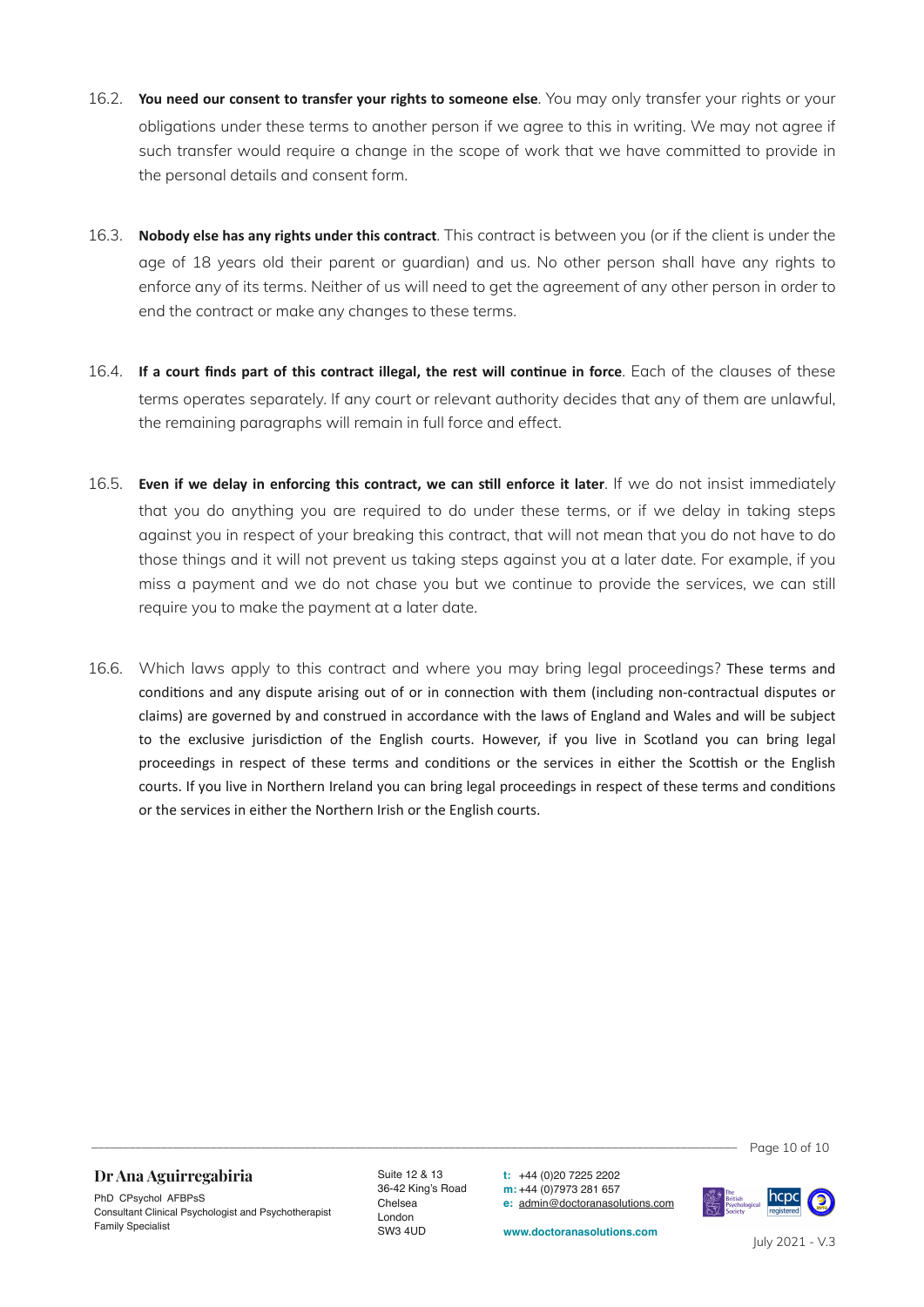16.2. **You need our consent to transfer your rights to someone else**. You may only transfer your rights or your obligations under these terms to another person if we agree to this in writing. We may not agree if such transfer would require a change in the scope of work that we have committed to provide in the personal details and consent form.

16.3. **Nobody else has any rights under this contract**. This contract is between you (or if the client is under the age of 18 years old their parent or guardian) and us. No other person shall have any rights to enforce any of its terms. Neither of us will need to get the agreement of any other person in order to end the contract or make any changes to these terms.

16.4. **If a court finds part of this contract illegal, the rest will continue in force**. Each of the clauses of these terms operates separately. If any court or relevant authority decides that any of them are unlawful, the remaining paragraphs will remain in full force and effect.

16.5. **Even if we delay in enforcing this contract, we can still enforce it later**. If we do not insist immediately that you do anything you are required to do under these terms, or if we delay in taking steps against you in respect of your breaking this contract, that will not mean that you do not have to do those things and it will not prevent us taking steps against you at a later date. For example, if you miss a payment and we do not chase you but we continue to provide the services, we can still require you to make the payment at a later date.

16.6. Which laws apply to this contract and where you may bring legal proceedings? These terms and conditions and any dispute arising out of or in connection with them (including non-contractual disputes or claims) are governed by and construed in accordance with the laws of England and Wales and will be subject to the exclusive jurisdiction of the English courts. However, if you live in Scotland you can bring legal proceedings in respect of these terms and conditions or the services in either the Scottish or the English courts. If you live in Northern Ireland you can bring legal proceedings in respect of these terms and conditions or the services in either the Northern Irish or the English courts.